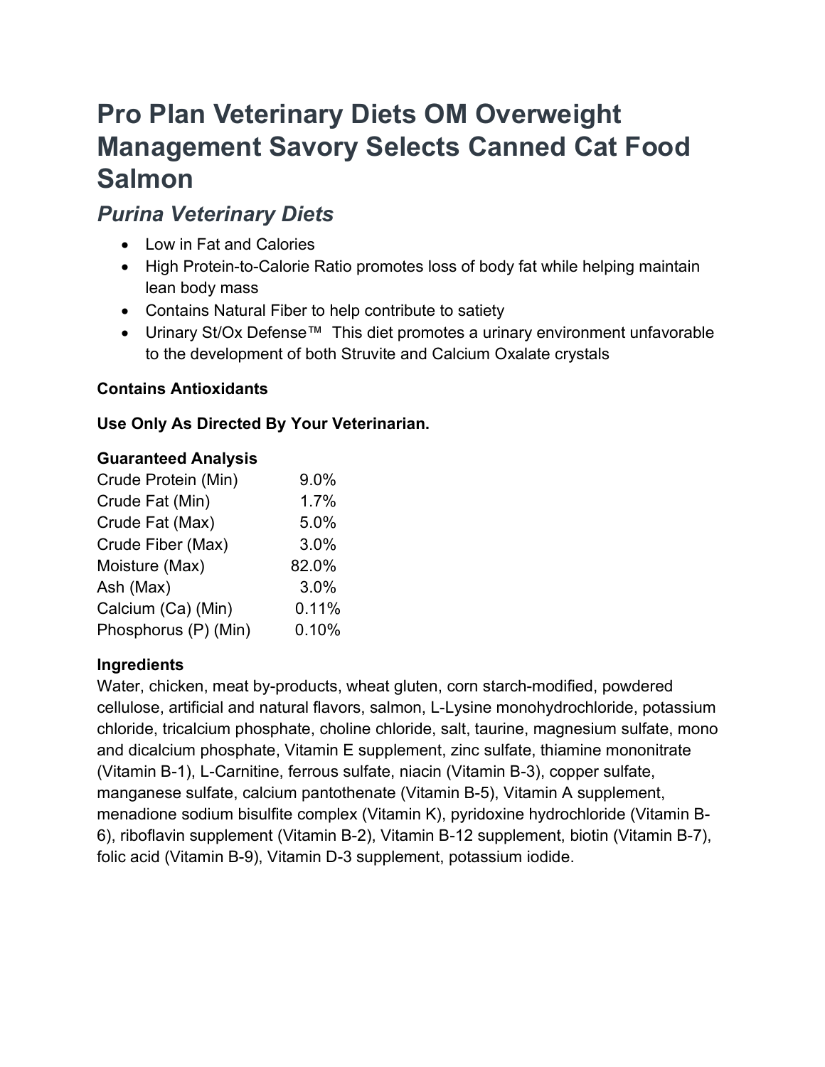# Pro Plan Veterinary Diets OM Overweight Management Savory Selects Canned Cat Food Salmon

## *Purina Veterinary Diets*

- Low in Fat and Calories
- High Protein-to-Calorie Ratio promotes loss of body fat while helping maintain lean body mass
- Contains Natural Fiber to help contribute to satiety
- Urinary St/Ox Defense™ This diet promotes a urinary environment unfavorable to the development of both Struvite and Calcium Oxalate crystals

**Contains Antioxidants**

**Use Only As Directed By Your Veterinarian.**

**Guaranteed Analysis**

| | |
|---|---|
| Crude Protein (Min) | 9.0% |
| Crude Fat (Min) | 1.7% |
| Crude Fat (Max) | 5.0% |
| Crude Fiber (Max) | 3.0% |
| Moisture (Max) | 82.0% |
| Ash (Max) | 3.0% |
| Calcium (Ca) (Min) | 0.11% |
| Phosphorus (P) (Min) | 0.10% |

**Ingredients**

Water, chicken, meat by-products, wheat gluten, corn starch-modified, powdered cellulose, artificial and natural flavors, salmon, L-Lysine monohydrochloride, potassium chloride, tricalcium phosphate, choline chloride, salt, taurine, magnesium sulfate, mono and dicalcium phosphate, Vitamin E supplement, zinc sulfate, thiamine mononitrate (Vitamin B-1), L-Carnitine, ferrous sulfate, niacin (Vitamin B-3), copper sulfate, manganese sulfate, calcium pantothenate (Vitamin B-5), Vitamin A supplement, menadione sodium bisulfite complex (Vitamin K), pyridoxine hydrochloride (Vitamin B-6), riboflavin supplement (Vitamin B-2), Vitamin B-12 supplement, biotin (Vitamin B-7), folic acid (Vitamin B-9), Vitamin D-3 supplement, potassium iodide.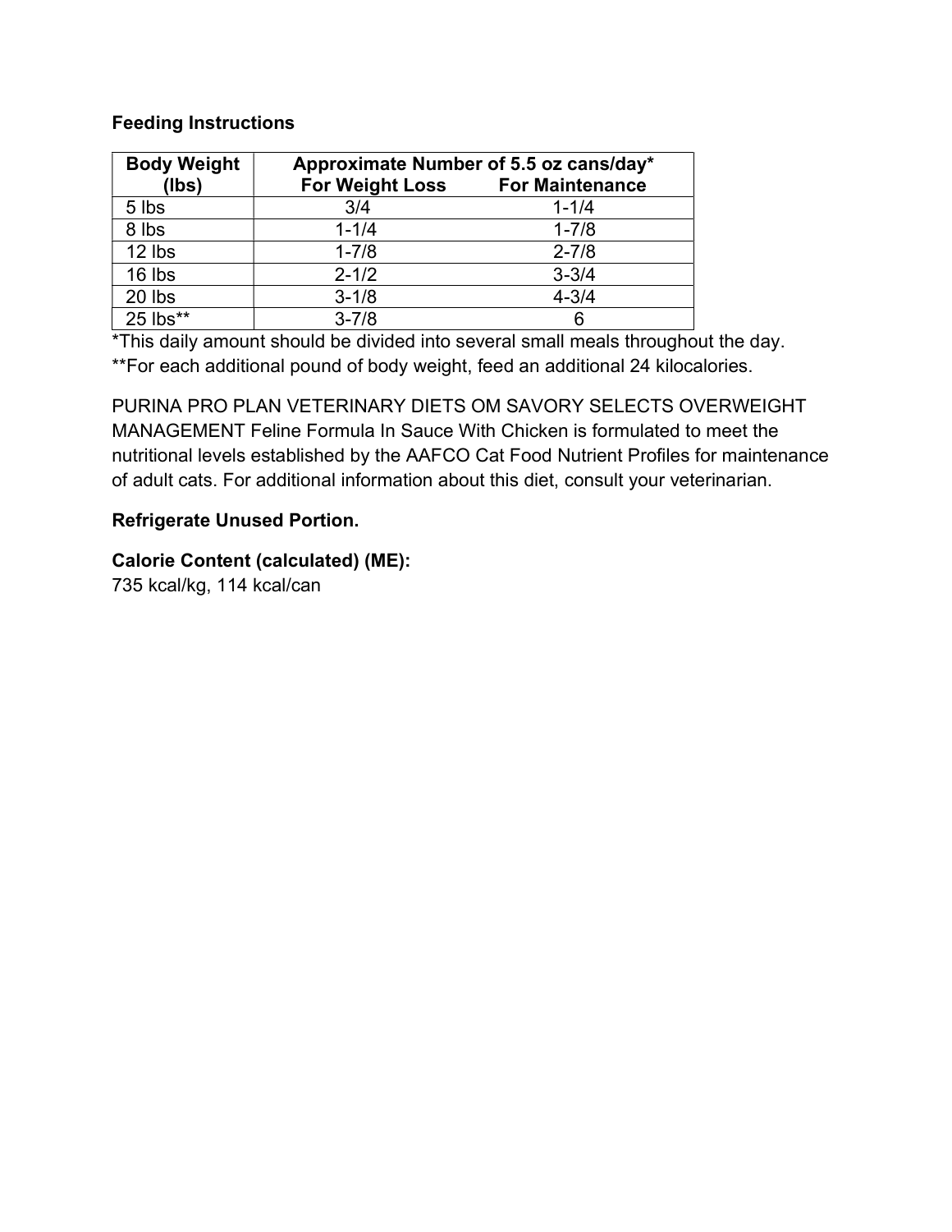**Feeding Instructions**

| Body Weight (lbs) | Approximate Number of 5.5 oz cans/day* | |
|---|---|---|
| | For Weight Loss | For Maintenance |
| 5 lbs | 3/4 | 1-1/4 |
| 8 lbs | 1-1/4 | 1-7/8 |
| 12 lbs | 1-7/8 | 2-7/8 |
| 16 lbs | 2-1/2 | 3-3/4 |
| 20 lbs | 3-1/8 | 4-3/4 |
| 25 lbs** | 3-7/8 | 6 |

*This daily amount should be divided into several small meals throughout the day.
**For each additional pound of body weight, feed an additional 24 kilocalories.

PURINA PRO PLAN VETERINARY DIETS OM SAVORY SELECTS OVERWEIGHT MANAGEMENT Feline Formula In Sauce With Chicken is formulated to meet the nutritional levels established by the AAFCO Cat Food Nutrient Profiles for maintenance of adult cats. For additional information about this diet, consult your veterinarian.

**Refrigerate Unused Portion.**

**Calorie Content (calculated) (ME):**
735 kcal/kg, 114 kcal/can